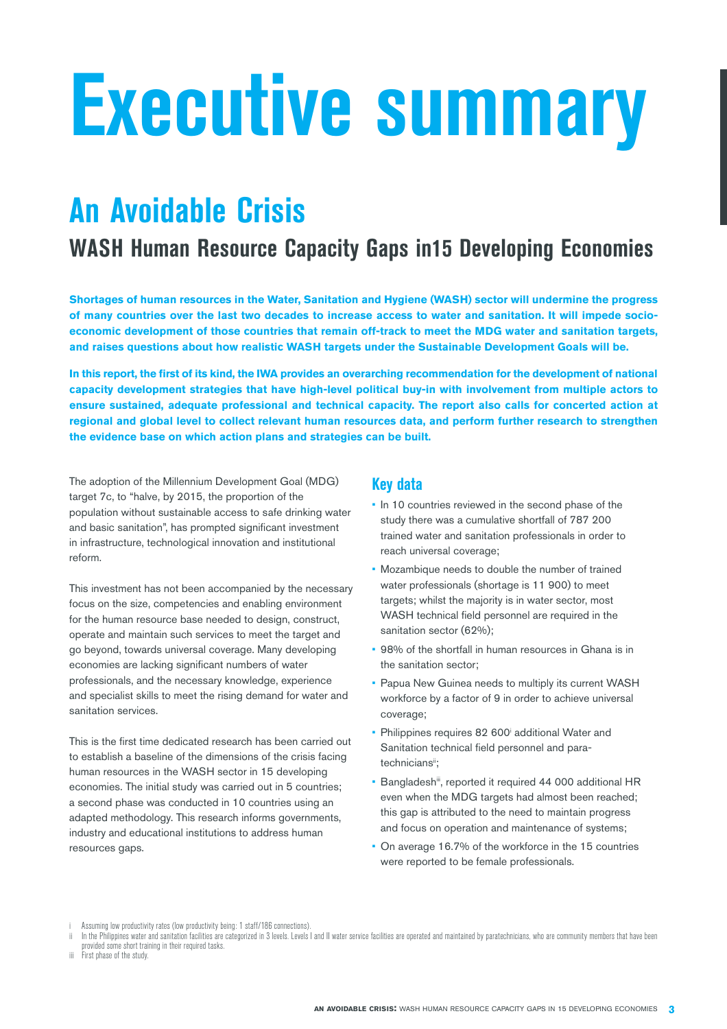# Executive summary

## An Avoidable Crisis

### WASH Human Resource Capacity Gaps in15 Developing Economies

**Shortages of human resources in the Water, Sanitation and Hygiene (WASH) sector will undermine the progress of many countries over the last two decades to increase access to water and sanitation. It will impede socio-economic development of those countries that remain off-track to meet the MDG water and sanitation targets, and raises questions about how realistic WASH targets under the Sustainable Development Goals will be.**

**In this report, the first of its kind, the IWA provides an overarching recommendation for the development of national capacity development strategies that have high-level political buy-in with involvement from multiple actors to ensure sustained, adequate professional and technical capacity. The report also calls for concerted action at regional and global level to collect relevant human resources data, and perform further research to strengthen the evidence base on which action plans and strategies can be built.**

The adoption of the Millennium Development Goal (MDG) target 7c, to "halve, by 2015, the proportion of the population without sustainable access to safe drinking water and basic sanitation", has prompted significant investment in infrastructure, technological innovation and institutional reform.

This investment has not been accompanied by the necessary focus on the size, competencies and enabling environment for the human resource base needed to design, construct, operate and maintain such services to meet the target and go beyond, towards universal coverage. Many developing economies are lacking significant numbers of water professionals, and the necessary knowledge, experience and specialist skills to meet the rising demand for water and sanitation services.

This is the first time dedicated research has been carried out to establish a baseline of the dimensions of the crisis facing human resources in the WASH sector in 15 developing economies. The initial study was carried out in 5 countries; a second phase was conducted in 10 countries using an adapted methodology. This research informs governments, industry and educational institutions to address human resources gaps.

### Key data

- In 10 countries reviewed in the second phase of the study there was a cumulative shortfall of 787 200 trained water and sanitation professionals in order to reach universal coverage;
- Mozambique needs to double the number of trained water professionals (shortage is 11 900) to meet targets; whilst the majority is in water sector, most WASH technical field personnel are required in the sanitation sector (62%);
- 98% of the shortfall in human resources in Ghana is in the sanitation sector;
- Papua New Guinea needs to multiply its current WASH workforce by a factor of 9 in order to achieve universal coverage;
- Philippines requires 82 600[i] additional Water and Sanitation technical field personnel and para-technicians[ii];
- Bangladesh[iii], reported it required 44 000 additional HR even when the MDG targets had almost been reached; this gap is attributed to the need to maintain progress and focus on operation and maintenance of systems;
- On average 16.7% of the workforce in the 15 countries were reported to be female professionals.

i Assuming low productivity rates (low productivity being: 1 staff/186 connections).

ii In the Philippines water and sanitation facilities are categorized in 3 levels. Levels I and II water service facilities are operated and maintained by paratechnicians, who are community members that have been provided some short training in their required tasks.

iii First phase of the study.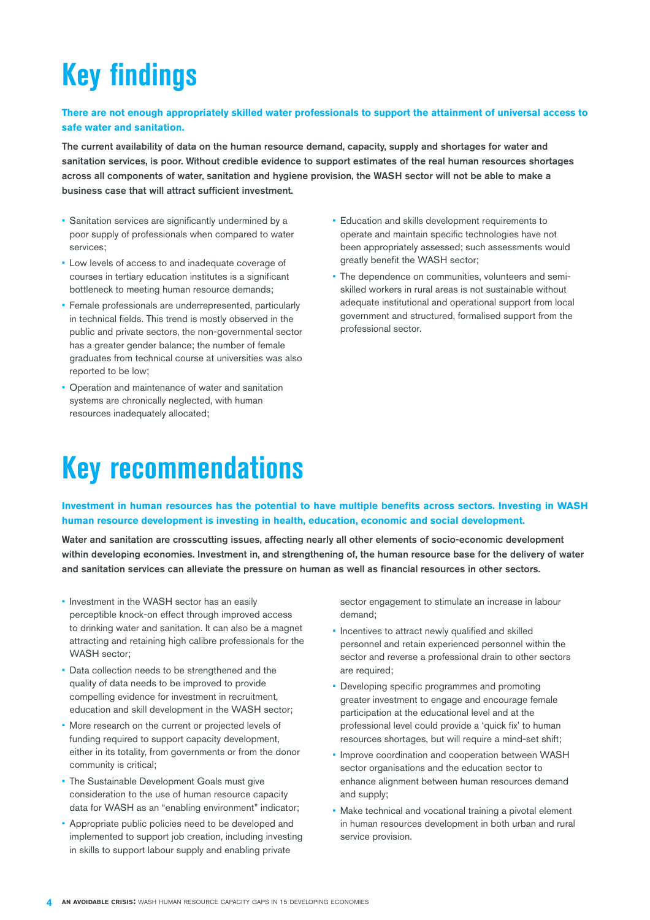# Key findings

**There are not enough appropriately skilled water professionals to support the attainment of universal access to safe water and sanitation.**

**The current availability of data on the human resource demand, capacity, supply and shortages for water and sanitation services, is poor. Without credible evidence to support estimates of the real human resources shortages across all components of water, sanitation and hygiene provision, the WASH sector will not be able to make a business case that will attract sufficient investment.**

- Sanitation services are significantly undermined by a poor supply of professionals when compared to water services;
- Low levels of access to and inadequate coverage of courses in tertiary education institutes is a significant bottleneck to meeting human resource demands;
- Female professionals are underrepresented, particularly in technical fields. This trend is mostly observed in the public and private sectors, the non-governmental sector has a greater gender balance; the number of female graduates from technical course at universities was also reported to be low;
- Operation and maintenance of water and sanitation systems are chronically neglected, with human resources inadequately allocated;
- Education and skills development requirements to operate and maintain specific technologies have not been appropriately assessed; such assessments would greatly benefit the WASH sector;
- The dependence on communities, volunteers and semi-skilled workers in rural areas is not sustainable without adequate institutional and operational support from local government and structured, formalised support from the professional sector.

# Key recommendations

**Investment in human resources has the potential to have multiple benefits across sectors. Investing in WASH human resource development is investing in health, education, economic and social development.**

**Water and sanitation are crosscutting issues, affecting nearly all other elements of socio-economic development within developing economies. Investment in, and strengthening of, the human resource base for the delivery of water and sanitation services can alleviate the pressure on human as well as financial resources in other sectors.**

- Investment in the WASH sector has an easily perceptible knock-on effect through improved access to drinking water and sanitation. It can also be a magnet attracting and retaining high calibre professionals for the WASH sector;
- Data collection needs to be strengthened and the quality of data needs to be improved to provide compelling evidence for investment in recruitment, education and skill development in the WASH sector;
- More research on the current or projected levels of funding required to support capacity development, either in its totality, from governments or from the donor community is critical;
- The Sustainable Development Goals must give consideration to the use of human resource capacity data for WASH as an "enabling environment" indicator;
- Appropriate public policies need to be developed and implemented to support job creation, including investing in skills to support labour supply and enabling private sector engagement to stimulate an increase in labour demand;
- Incentives to attract newly qualified and skilled personnel and retain experienced personnel within the sector and reverse a professional drain to other sectors are required;
- Developing specific programmes and promoting greater investment to engage and encourage female participation at the educational level and at the professional level could provide a 'quick fix' to human resources shortages, but will require a mind-set shift;
- Improve coordination and cooperation between WASH sector organisations and the education sector to enhance alignment between human resources demand and supply;
- Make technical and vocational training a pivotal element in human resources development in both urban and rural service provision.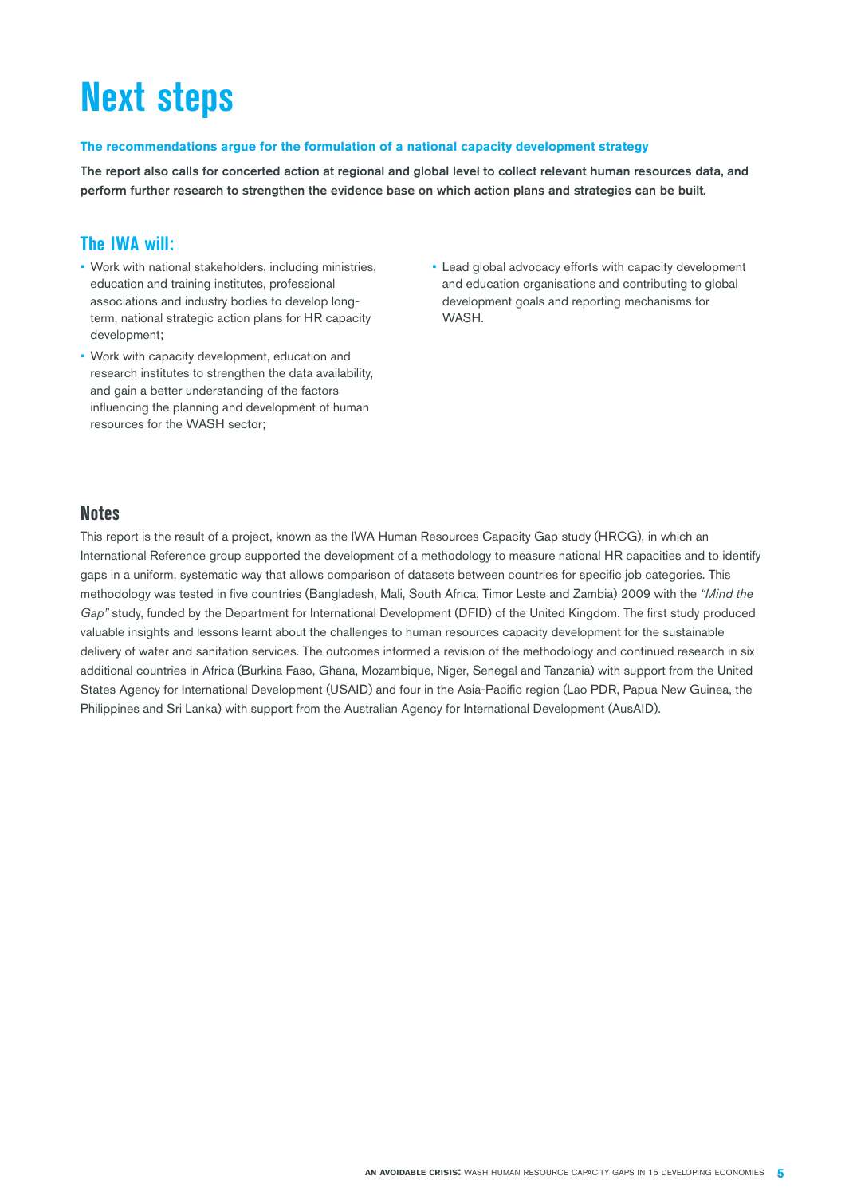# Next steps

**The recommendations argue for the formulation of a national capacity development strategy**

**The report also calls for concerted action at regional and global level to collect relevant human resources data, and perform further research to strengthen the evidence base on which action plans and strategies can be built.**

## The IWA will:

- Work with national stakeholders, including ministries, education and training institutes, professional associations and industry bodies to develop long-term, national strategic action plans for HR capacity development;
- Work with capacity development, education and research institutes to strengthen the data availability, and gain a better understanding of the factors influencing the planning and development of human resources for the WASH sector;
- Lead global advocacy efforts with capacity development and education organisations and contributing to global development goals and reporting mechanisms for WASH.

## Notes

This report is the result of a project, known as the IWA Human Resources Capacity Gap study (HRCG), in which an International Reference group supported the development of a methodology to measure national HR capacities and to identify gaps in a uniform, systematic way that allows comparison of datasets between countries for specific job categories. This methodology was tested in five countries (Bangladesh, Mali, South Africa, Timor Leste and Zambia) 2009 with the *"Mind the Gap"* study, funded by the Department for International Development (DFID) of the United Kingdom. The first study produced valuable insights and lessons learnt about the challenges to human resources capacity development for the sustainable delivery of water and sanitation services. The outcomes informed a revision of the methodology and continued research in six additional countries in Africa (Burkina Faso, Ghana, Mozambique, Niger, Senegal and Tanzania) with support from the United States Agency for International Development (USAID) and four in the Asia-Pacific region (Lao PDR, Papua New Guinea, the Philippines and Sri Lanka) with support from the Australian Agency for International Development (AusAID).